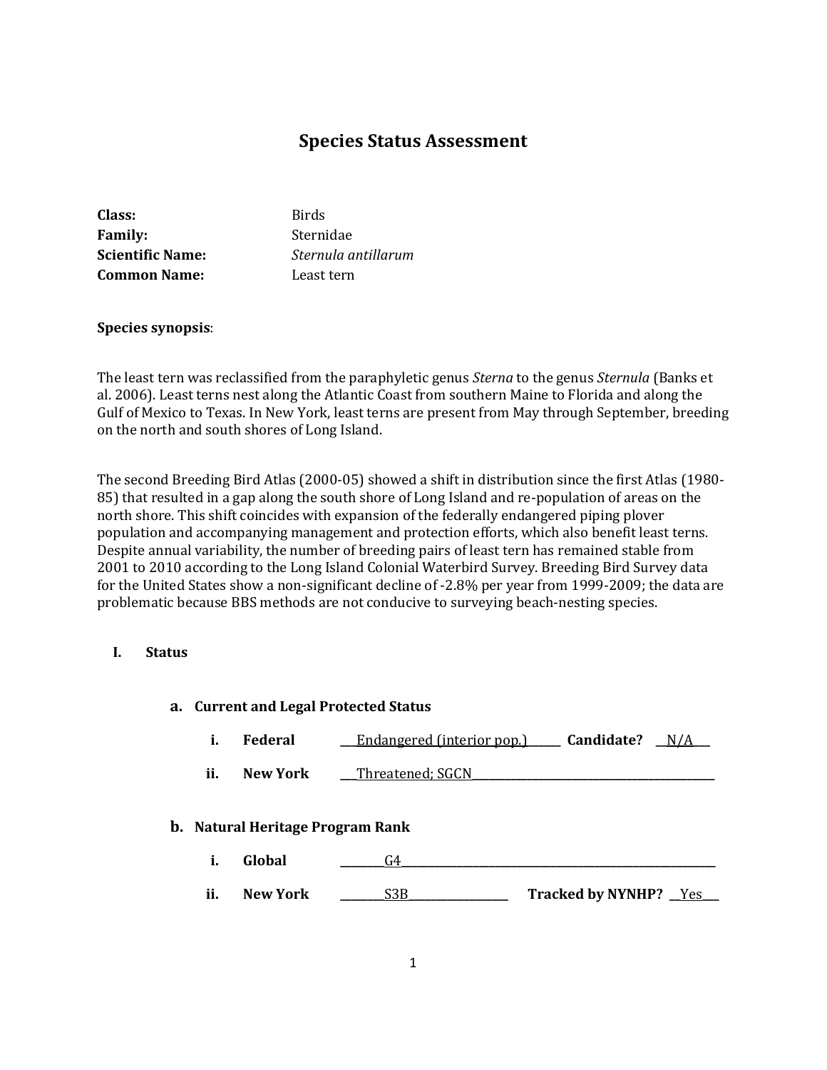# Species Status Assessment

**Class:** Birds
**Family:** Sternidae
**Scientific Name:** *Sternula antillarum*
**Common Name:** Least tern

**Species synopsis**:

The least tern was reclassified from the paraphyletic genus *Sterna* to the genus *Sternula* (Banks et al. 2006). Least terns nest along the Atlantic Coast from southern Maine to Florida and along the Gulf of Mexico to Texas. In New York, least terns are present from May through September, breeding on the north and south shores of Long Island.

The second Breeding Bird Atlas (2000-05) showed a shift in distribution since the first Atlas (1980-85) that resulted in a gap along the south shore of Long Island and re-population of areas on the north shore. This shift coincides with expansion of the federally endangered piping plover population and accompanying management and protection efforts, which also benefit least terns. Despite annual variability, the number of breeding pairs of least tern has remained stable from 2001 to 2010 according to the Long Island Colonial Waterbird Survey. Breeding Bird Survey data for the United States show a non-significant decline of -2.8% per year from 1999-2009; the data are problematic because BBS methods are not conducive to surveying beach-nesting species.

## I. Status

### a. Current and Legal Protected Status

i. **Federal** ___Endangered (interior pop.)______ **Candidate?** __N/A___

ii. **New York** ___Threatened; SGCN___________________________________________

### b. Natural Heritage Program Rank

i. **Global** ________G4_______________________________________________________

ii. **New York** ________S3B_________________ **Tracked by NYNHP?** __Yes___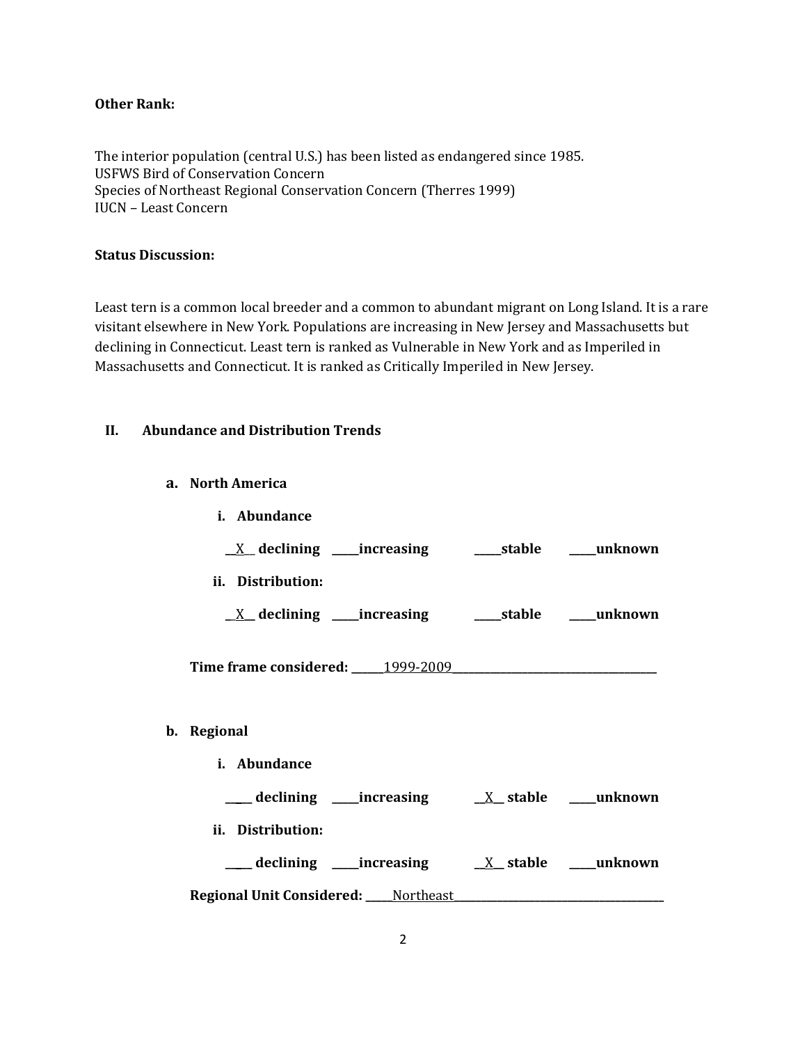**Other Rank:**

The interior population (central U.S.) has been listed as endangered since 1985.
USFWS Bird of Conservation Concern
Species of Northeast Regional Conservation Concern (Therres 1999)
IUCN – Least Concern

**Status Discussion:**

Least tern is a common local breeder and a common to abundant migrant on Long Island. It is a rare visitant elsewhere in New York. Populations are increasing in New Jersey and Massachusetts but declining in Connecticut. Least tern is ranked as Vulnerable in New York and as Imperiled in Massachusetts and Connecticut. It is ranked as Critically Imperiled in New Jersey.

## II. Abundance and Distribution Trends

### a. North America

**i. Abundance**

__X__ **declining** _____**increasing** _____**stable** _____**unknown**

**ii. Distribution:**

__X__ **declining** _____**increasing** _____**stable** _____**unknown**

**Time frame considered:** ______1999-2009______________________________________

### b. Regional

**i. Abundance**

_____ **declining** _____**increasing** __X__ **stable** _____**unknown**

**ii. Distribution:**

_____ **declining** _____**increasing** __X__ **stable** _____**unknown**

**Regional Unit Considered:** _____Northeast_______________________________________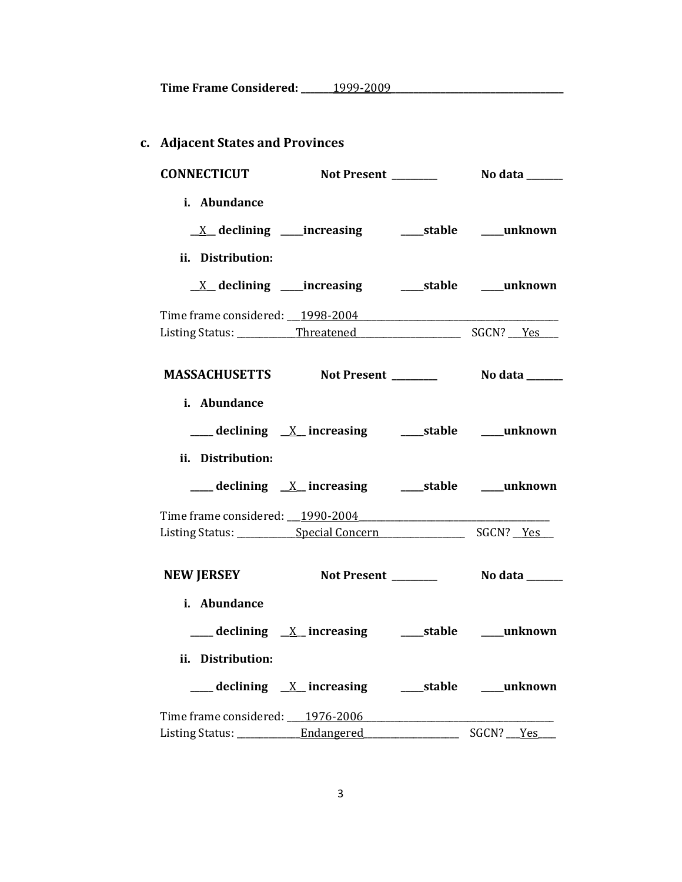**Time Frame Considered:** _______1999-2009_______________________________________

### c. Adjacent States and Provinces

**CONNECTICUT** **Not Present** _________ **No data** _______

i. **Abundance**

__X__ **declining** _____**increasing** _____**stable** _____**unknown**

ii. **Distribution:**

__X__ **declining** _____**increasing** _____**stable** _____**unknown**

Time frame considered: ___1998-2004_______________________________________

Listing Status: ____________Threatened______________________ SGCN? ___Yes____

**MASSACHUSETTS** **Not Present** _________ **No data** _______

i. **Abundance**

_____ **declining** __X__ **increasing** _____**stable** _____**unknown**

ii. **Distribution:**

_____ **declining** __X__ **increasing** _____**stable** _____**unknown**

Time frame considered: ___1990-2004_______________________________________

Listing Status: ____________Special Concern__________________ SGCN? __Yes___

**NEW JERSEY** **Not Present** _________ **No data** _______

i. **Abundance**

_____ **declining** __X__ **increasing** _____**stable** _____**unknown**

ii. **Distribution:**

_____ **declining** __X__ **increasing** _____**stable** _____**unknown**

Time frame considered: ____1976-2006_______________________________________

Listing Status: _____________Endangered____________________ SGCN? ___Yes____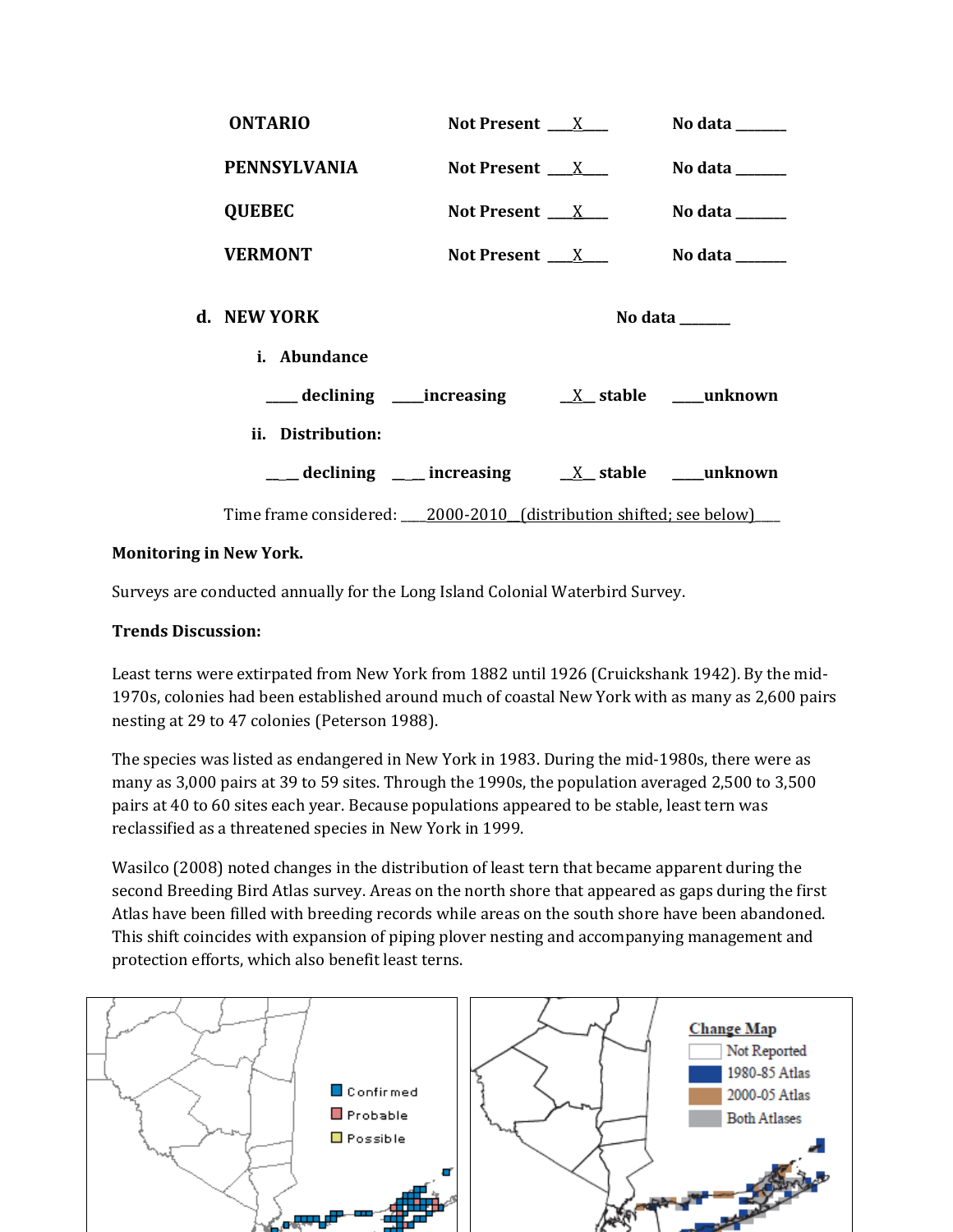| | | |
|---|---|---|
| **ONTARIO** | **Not Present** \_\_\_X\_\_\_ | **No data** \_\_\_\_\_\_\_ |
| **PENNSYLVANIA** | **Not Present** \_\_\_X\_\_\_ | **No data** \_\_\_\_\_\_\_ |
| **QUEBEC** | **Not Present** \_\_\_X\_\_\_ | **No data** \_\_\_\_\_\_\_ |
| **VERMONT** | **Not Present** \_\_\_X\_\_\_ | **No data** \_\_\_\_\_\_\_ |

**d. NEW YORK** **No data** _______

**i. Abundance**

**____ declining ____increasing __X__ stable ____unknown**

**ii. Distribution:**

**__ __ declining __ __ increasing __X__ stable ____unknown**

Time frame considered: ____2000-2010__(distribution shifted; see below)____

**Monitoring in New York.**

Surveys are conducted annually for the Long Island Colonial Waterbird Survey.

**Trends Discussion:**

Least terns were extirpated from New York from 1882 until 1926 (Cruickshank 1942). By the mid-1970s, colonies had been established around much of coastal New York with as many as 2,600 pairs nesting at 29 to 47 colonies (Peterson 1988).

The species was listed as endangered in New York in 1983. During the mid-1980s, there were as many as 3,000 pairs at 39 to 59 sites. Through the 1990s, the population averaged 2,500 to 3,500 pairs at 40 to 60 sites each year. Because populations appeared to be stable, least tern was reclassified as a threatened species in New York in 1999.

Wasilco (2008) noted changes in the distribution of least tern that became apparent during the second Breeding Bird Atlas survey. Areas on the north shore that appeared as gaps during the first Atlas have been filled with breeding records while areas on the south shore have been abandoned. This shift coincides with expansion of piping plover nesting and accompanying management and protection efforts, which also benefit least terns.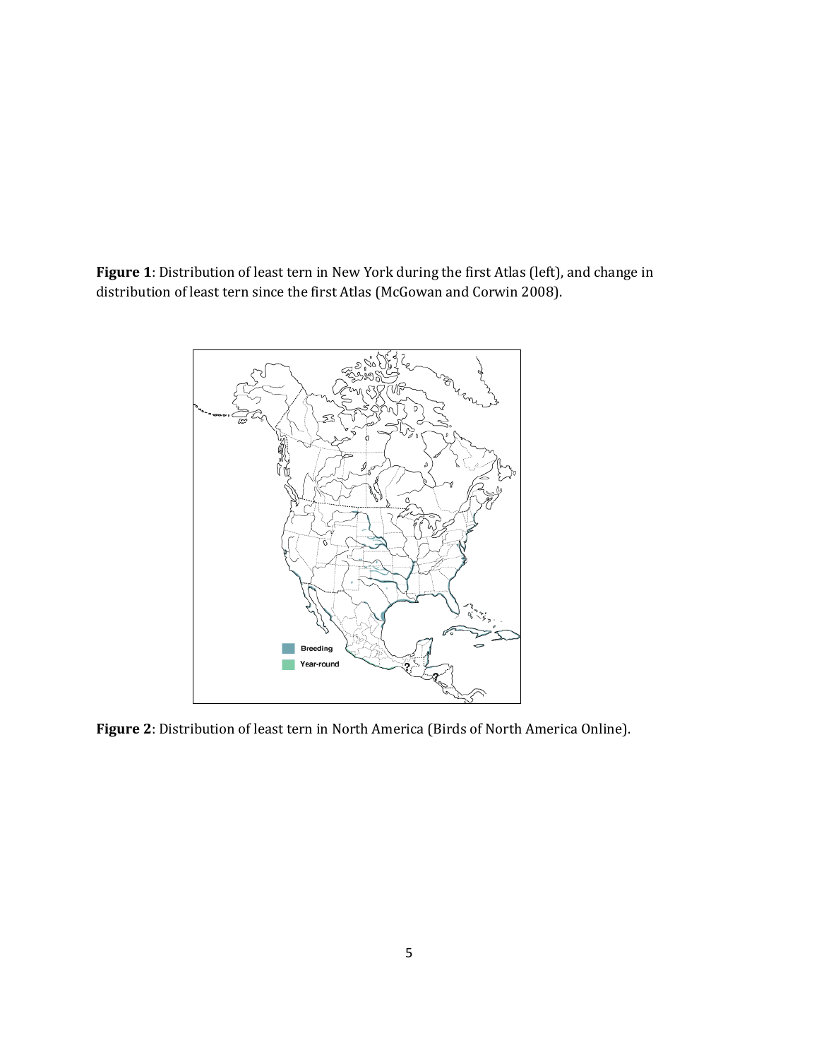**Figure 1**: Distribution of least tern in New York during the first Atlas (left), and change in distribution of least tern since the first Atlas (McGowan and Corwin 2008).

**Figure 2**: Distribution of least tern in North America (Birds of North America Online).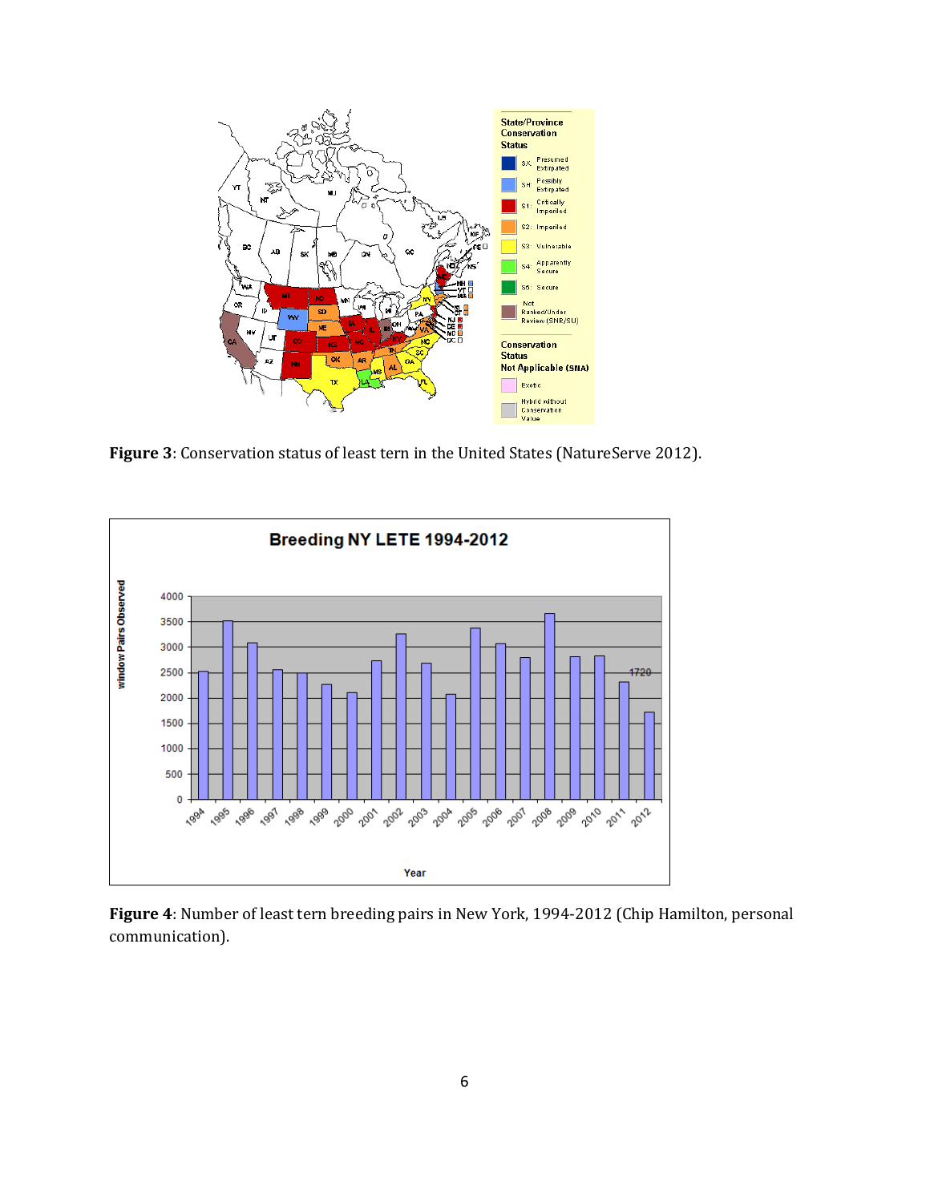**Figure 3**: Conservation status of least tern in the United States (NatureServe 2012).

**Figure 4**: Number of least tern breeding pairs in New York, 1994-2012 (Chip Hamilton, personal communication).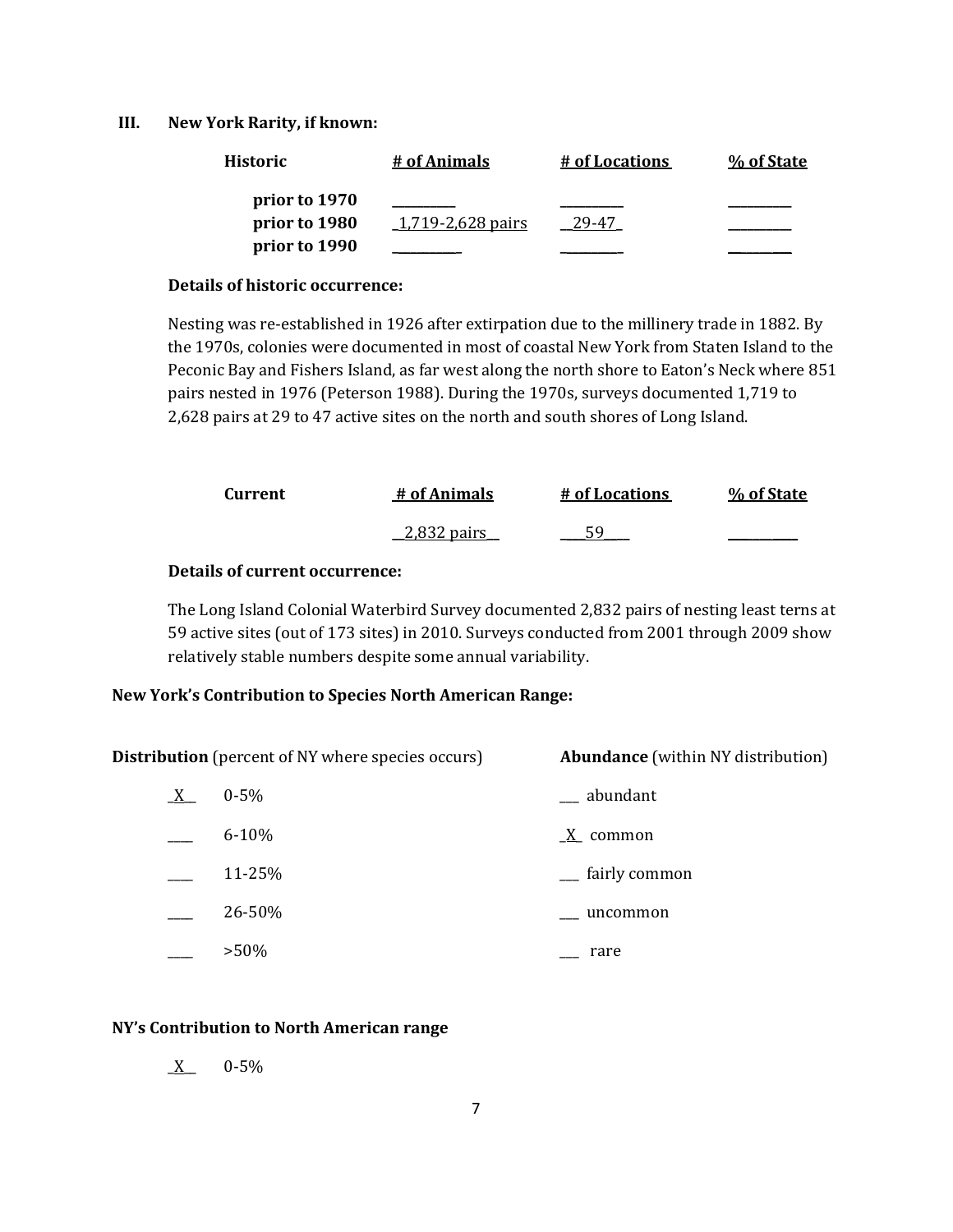## III. New York Rarity, if known:

| Historic | # of Animals | # of Locations | % of State |
|---|---|---|---|
| prior to 1970 | _________ | _________ | _________ |
| prior to 1980 | _1,719-2,628 pairs | __29-47_ | _________ |
| prior to 1990 | _________ | _________ | _________ |

**Details of historic occurrence:**

Nesting was re-established in 1926 after extirpation due to the millinery trade in 1882. By the 1970s, colonies were documented in most of coastal New York from Staten Island to the Peconic Bay and Fishers Island, as far west along the north shore to Eaton's Neck where 851 pairs nested in 1976 (Peterson 1988). During the 1970s, surveys documented 1,719 to 2,628 pairs at 29 to 47 active sites on the north and south shores of Long Island.

| Current | # of Animals | # of Locations | % of State |
|---|---|---|---|
| | __2,832 pairs__ | ___59___ | _________ |

**Details of current occurrence:**

The Long Island Colonial Waterbird Survey documented 2,832 pairs of nesting least terns at 59 active sites (out of 173 sites) in 2010. Surveys conducted from 2001 through 2009 show relatively stable numbers despite some annual variability.

**New York's Contribution to Species North American Range:**

| **Distribution** (percent of NY where species occurs) | | **Abundance** (within NY distribution) | |
|---|---|---|---|
| _X__ | 0-5% | ___ | abundant |
| ____ | 6-10% | _X_ | common |
| ____ | 11-25% | ___ | fairly common |
| ____ | 26-50% | ___ | uncommon |
| ____ | >50% | ___ | rare |

**NY's Contribution to North American range**

_X__ 0-5%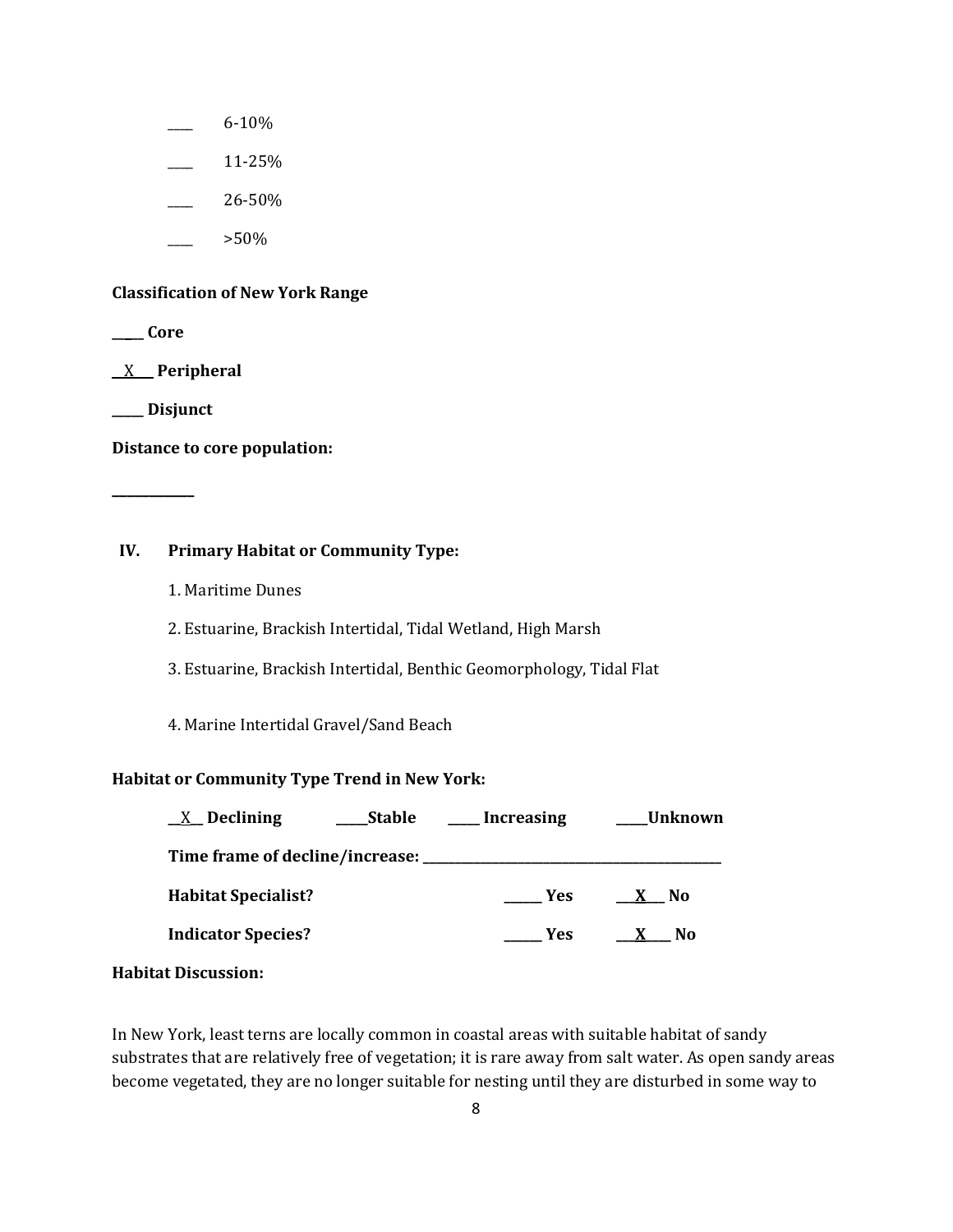____ 6-10%

____ 11-25%

____ 26-50%

____ >50%

**Classification of New York Range**

**____ Core**

**__X___ Peripheral**

**_____ Disjunct**

**Distance to core population:**

**____________**

## IV. Primary Habitat or Community Type:

1. Maritime Dunes

2. Estuarine, Brackish Intertidal, Tidal Wetland, High Marsh

3. Estuarine, Brackish Intertidal, Benthic Geomorphology, Tidal Flat

4. Marine Intertidal Gravel/Sand Beach

**Habitat or Community Type Trend in New York:**

**__X__ Declining _____Stable _____ Increasing _____Unknown**

**Time frame of decline/increase: _______________________________________________**

**Habitat Specialist? ______ Yes ___X___ No**

**Indicator Species? ______ Yes ___X___ No**

**Habitat Discussion:**

In New York, least terns are locally common in coastal areas with suitable habitat of sandy substrates that are relatively free of vegetation; it is rare away from salt water. As open sandy areas become vegetated, they are no longer suitable for nesting until they are disturbed in some way to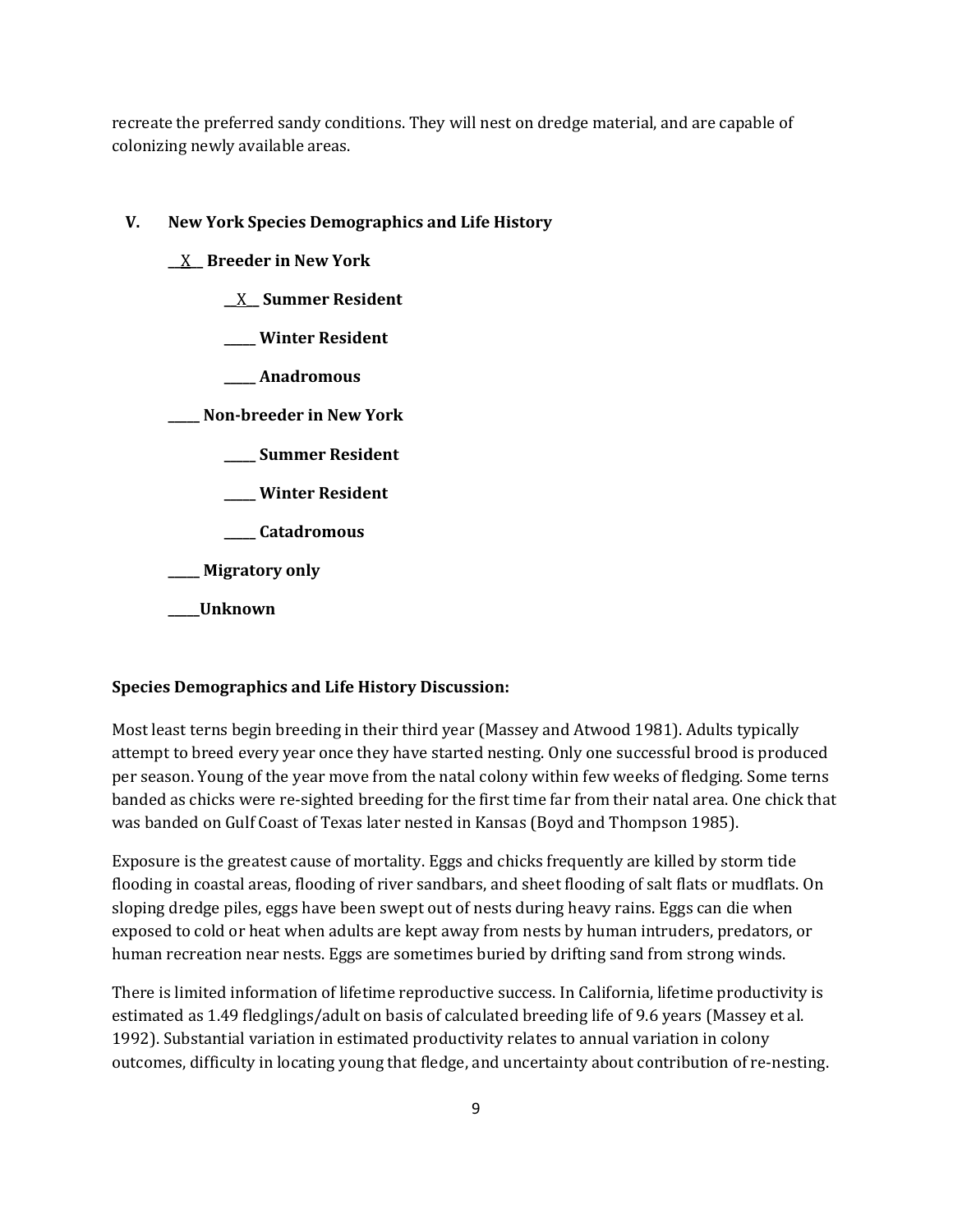recreate the preferred sandy conditions. They will nest on dredge material, and are capable of colonizing newly available areas.

## V. New York Species Demographics and Life History

__X__ **Breeder in New York**

- __X__ **Summer Resident**
- _____ **Winter Resident**
- _____ **Anadromous**

_____ **Non-breeder in New York**

- _____ **Summer Resident**
- _____ **Winter Resident**
- _____ **Catadromous**

_____ **Migratory only**

_____**Unknown**

**Species Demographics and Life History Discussion:**

Most least terns begin breeding in their third year (Massey and Atwood 1981). Adults typically attempt to breed every year once they have started nesting. Only one successful brood is produced per season. Young of the year move from the natal colony within few weeks of fledging. Some terns banded as chicks were re-sighted breeding for the first time far from their natal area. One chick that was banded on Gulf Coast of Texas later nested in Kansas (Boyd and Thompson 1985).

Exposure is the greatest cause of mortality. Eggs and chicks frequently are killed by storm tide flooding in coastal areas, flooding of river sandbars, and sheet flooding of salt flats or mudflats. On sloping dredge piles, eggs have been swept out of nests during heavy rains. Eggs can die when exposed to cold or heat when adults are kept away from nests by human intruders, predators, or human recreation near nests. Eggs are sometimes buried by drifting sand from strong winds.

There is limited information of lifetime reproductive success. In California, lifetime productivity is estimated as 1.49 fledglings/adult on basis of calculated breeding life of 9.6 years (Massey et al. 1992). Substantial variation in estimated productivity relates to annual variation in colony outcomes, difficulty in locating young that fledge, and uncertainty about contribution of re-nesting.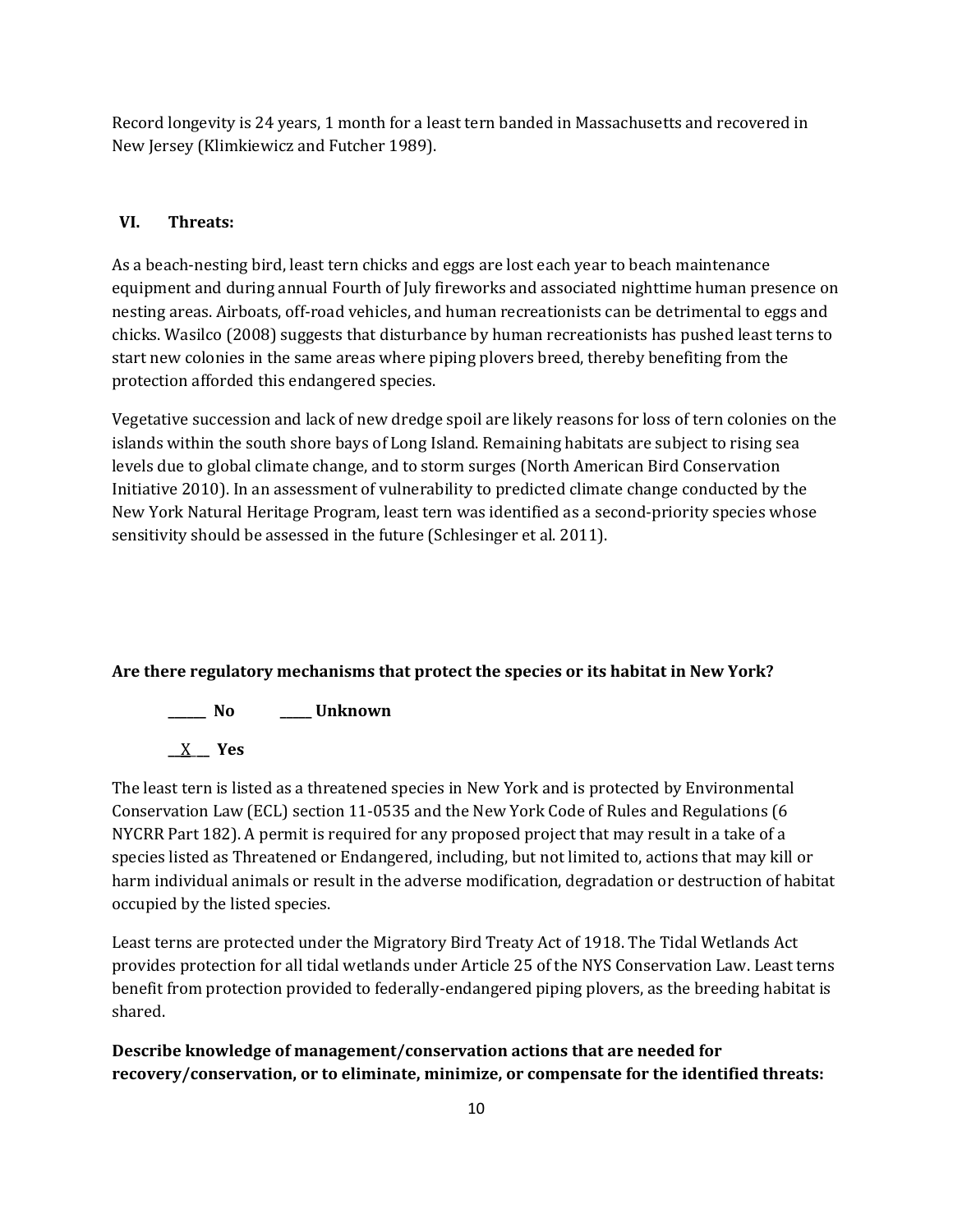Record longevity is 24 years, 1 month for a least tern banded in Massachusetts and recovered in New Jersey (Klimkiewicz and Futcher 1989).

## VI. Threats:

As a beach-nesting bird, least tern chicks and eggs are lost each year to beach maintenance equipment and during annual Fourth of July fireworks and associated nighttime human presence on nesting areas. Airboats, off-road vehicles, and human recreationists can be detrimental to eggs and chicks. Wasilco (2008) suggests that disturbance by human recreationists has pushed least terns to start new colonies in the same areas where piping plovers breed, thereby benefiting from the protection afforded this endangered species.

Vegetative succession and lack of new dredge spoil are likely reasons for loss of tern colonies on the islands within the south shore bays of Long Island. Remaining habitats are subject to rising sea levels due to global climate change, and to storm surges (North American Bird Conservation Initiative 2010). In an assessment of vulnerability to predicted climate change conducted by the New York Natural Heritage Program, least tern was identified as a second-priority species whose sensitivity should be assessed in the future (Schlesinger et al. 2011).

**Are there regulatory mechanisms that protect the species or its habitat in New York?**

______ **No** _____ **Unknown**

__X__ **Yes**

The least tern is listed as a threatened species in New York and is protected by Environmental Conservation Law (ECL) section 11-0535 and the New York Code of Rules and Regulations (6 NYCRR Part 182). A permit is required for any proposed project that may result in a take of a species listed as Threatened or Endangered, including, but not limited to, actions that may kill or harm individual animals or result in the adverse modification, degradation or destruction of habitat occupied by the listed species.

Least terns are protected under the Migratory Bird Treaty Act of 1918. The Tidal Wetlands Act provides protection for all tidal wetlands under Article 25 of the NYS Conservation Law. Least terns benefit from protection provided to federally-endangered piping plovers, as the breeding habitat is shared.

**Describe knowledge of management/conservation actions that are needed for recovery/conservation, or to eliminate, minimize, or compensate for the identified threats:**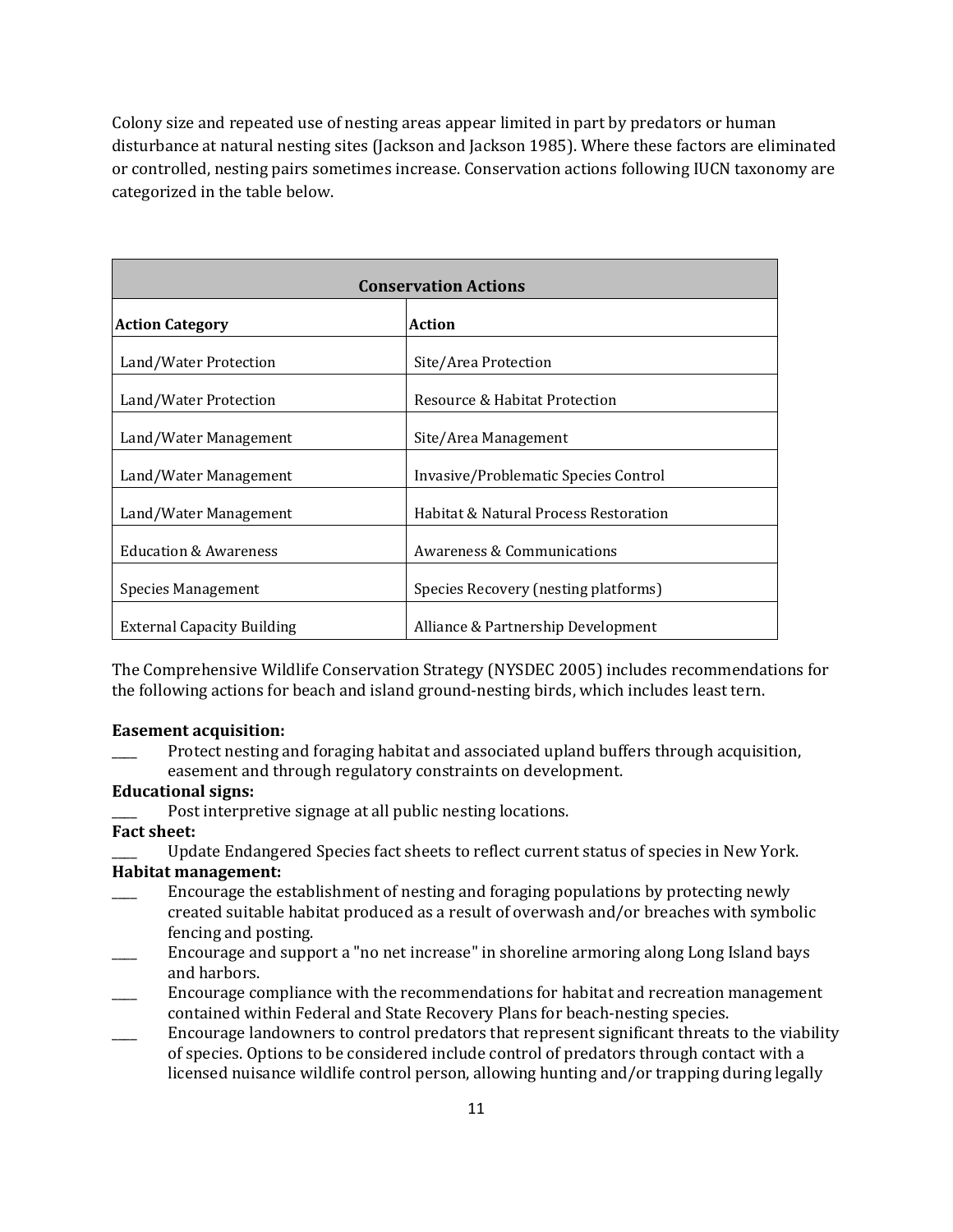Colony size and repeated use of nesting areas appear limited in part by predators or human disturbance at natural nesting sites (Jackson and Jackson 1985). Where these factors are eliminated or controlled, nesting pairs sometimes increase. Conservation actions following IUCN taxonomy are categorized in the table below.

| Conservation Actions | |
|---|---|
| **Action Category** | **Action** |
| Land/Water Protection | Site/Area Protection |
| Land/Water Protection | Resource & Habitat Protection |
| Land/Water Management | Site/Area Management |
| Land/Water Management | Invasive/Problematic Species Control |
| Land/Water Management | Habitat & Natural Process Restoration |
| Education & Awareness | Awareness & Communications |
| Species Management | Species Recovery (nesting platforms) |
| External Capacity Building | Alliance & Partnership Development |

The Comprehensive Wildlife Conservation Strategy (NYSDEC 2005) includes recommendations for the following actions for beach and island ground-nesting birds, which includes least tern.

**Easement acquisition:**

____ Protect nesting and foraging habitat and associated upland buffers through acquisition, easement and through regulatory constraints on development.

**Educational signs:**

____ Post interpretive signage at all public nesting locations.

**Fact sheet:**

____ Update Endangered Species fact sheets to reflect current status of species in New York.

**Habitat management:**

____ Encourage the establishment of nesting and foraging populations by protecting newly created suitable habitat produced as a result of overwash and/or breaches with symbolic fencing and posting.

____ Encourage and support a "no net increase" in shoreline armoring along Long Island bays and harbors.

____ Encourage compliance with the recommendations for habitat and recreation management contained within Federal and State Recovery Plans for beach-nesting species.

____ Encourage landowners to control predators that represent significant threats to the viability of species. Options to be considered include control of predators through contact with a licensed nuisance wildlife control person, allowing hunting and/or trapping during legally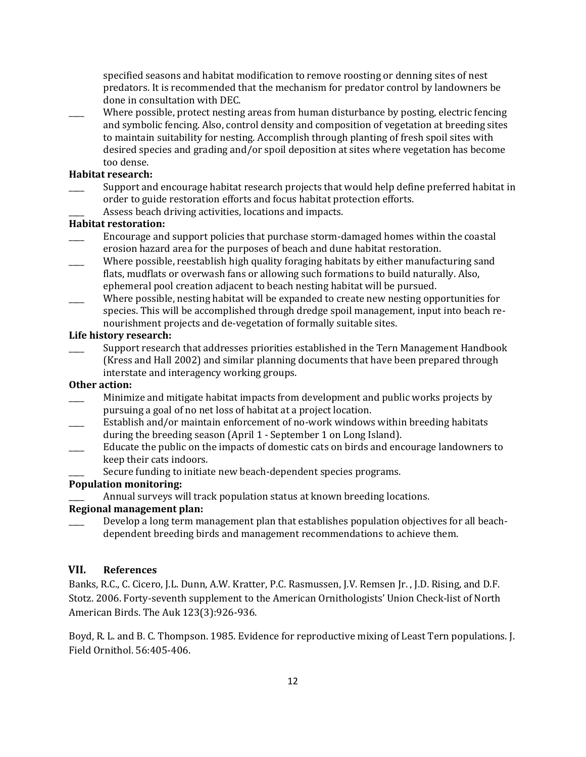specified seasons and habitat modification to remove roosting or denning sites of nest predators. It is recommended that the mechanism for predator control by landowners be done in consultation with DEC.

____ Where possible, protect nesting areas from human disturbance by posting, electric fencing and symbolic fencing. Also, control density and composition of vegetation at breeding sites to maintain suitability for nesting. Accomplish through planting of fresh spoil sites with desired species and grading and/or spoil deposition at sites where vegetation has become too dense.

**Habitat research:**

____ Support and encourage habitat research projects that would help define preferred habitat in order to guide restoration efforts and focus habitat protection efforts.

____ Assess beach driving activities, locations and impacts.

**Habitat restoration:**

____ Encourage and support policies that purchase storm-damaged homes within the coastal erosion hazard area for the purposes of beach and dune habitat restoration.

____ Where possible, reestablish high quality foraging habitats by either manufacturing sand flats, mudflats or overwash fans or allowing such formations to build naturally. Also, ephemeral pool creation adjacent to beach nesting habitat will be pursued.

____ Where possible, nesting habitat will be expanded to create new nesting opportunities for species. This will be accomplished through dredge spoil management, input into beach re-nourishment projects and de-vegetation of formally suitable sites.

**Life history research:**

____ Support research that addresses priorities established in the Tern Management Handbook (Kress and Hall 2002) and similar planning documents that have been prepared through interstate and interagency working groups.

**Other action:**

____ Minimize and mitigate habitat impacts from development and public works projects by pursuing a goal of no net loss of habitat at a project location.

____ Establish and/or maintain enforcement of no-work windows within breeding habitats during the breeding season (April 1 - September 1 on Long Island).

____ Educate the public on the impacts of domestic cats on birds and encourage landowners to keep their cats indoors.

____ Secure funding to initiate new beach-dependent species programs.

**Population monitoring:**

____ Annual surveys will track population status at known breeding locations.

**Regional management plan:**

____ Develop a long term management plan that establishes population objectives for all beach-dependent breeding birds and management recommendations to achieve them.

## VII. References

Banks, R.C., C. Cicero, J.L. Dunn, A.W. Kratter, P.C. Rasmussen, J.V. Remsen Jr. , J.D. Rising, and D.F. Stotz. 2006. Forty-seventh supplement to the American Ornithologists' Union Check-list of North American Birds. The Auk 123(3):926-936.

Boyd, R. L. and B. C. Thompson. 1985. Evidence for reproductive mixing of Least Tern populations. J. Field Ornithol. 56:405-406.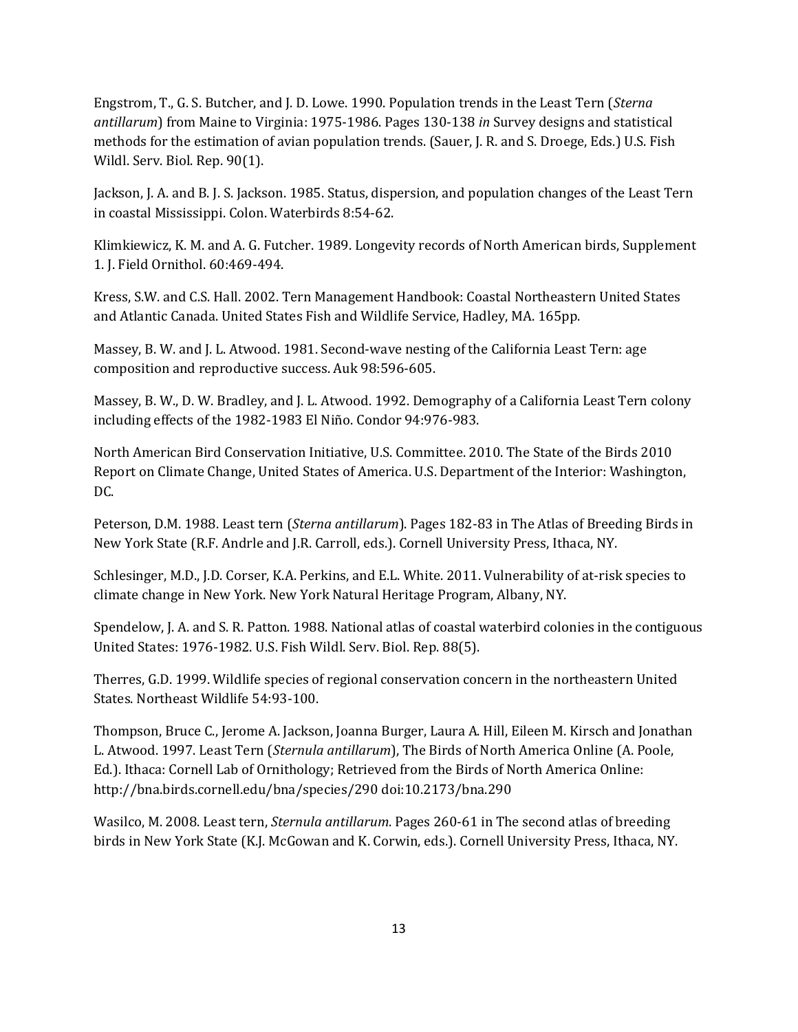Engstrom, T., G. S. Butcher, and J. D. Lowe. 1990. Population trends in the Least Tern (*Sterna antillarum*) from Maine to Virginia: 1975-1986. Pages 130-138 *in* Survey designs and statistical methods for the estimation of avian population trends. (Sauer, J. R. and S. Droege, Eds.) U.S. Fish Wildl. Serv. Biol. Rep. 90(1).

Jackson, J. A. and B. J. S. Jackson. 1985. Status, dispersion, and population changes of the Least Tern in coastal Mississippi. Colon. Waterbirds 8:54-62.

Klimkiewicz, K. M. and A. G. Futcher. 1989. Longevity records of North American birds, Supplement 1. J. Field Ornithol. 60:469-494.

Kress, S.W. and C.S. Hall. 2002. Tern Management Handbook: Coastal Northeastern United States and Atlantic Canada. United States Fish and Wildlife Service, Hadley, MA. 165pp.

Massey, B. W. and J. L. Atwood. 1981. Second-wave nesting of the California Least Tern: age composition and reproductive success. Auk 98:596-605.

Massey, B. W., D. W. Bradley, and J. L. Atwood. 1992. Demography of a California Least Tern colony including effects of the 1982-1983 El Niño. Condor 94:976-983.

North American Bird Conservation Initiative, U.S. Committee. 2010. The State of the Birds 2010 Report on Climate Change, United States of America. U.S. Department of the Interior: Washington, DC.

Peterson, D.M. 1988. Least tern (*Sterna antillarum*). Pages 182-83 in The Atlas of Breeding Birds in New York State (R.F. Andrle and J.R. Carroll, eds.). Cornell University Press, Ithaca, NY.

Schlesinger, M.D., J.D. Corser, K.A. Perkins, and E.L. White. 2011. Vulnerability of at-risk species to climate change in New York. New York Natural Heritage Program, Albany, NY.

Spendelow, J. A. and S. R. Patton. 1988. National atlas of coastal waterbird colonies in the contiguous United States: 1976-1982. U.S. Fish Wildl. Serv. Biol. Rep. 88(5).

Therres, G.D. 1999. Wildlife species of regional conservation concern in the northeastern United States. Northeast Wildlife 54:93-100.

Thompson, Bruce C., Jerome A. Jackson, Joanna Burger, Laura A. Hill, Eileen M. Kirsch and Jonathan L. Atwood. 1997. Least Tern (*Sternula antillarum*), The Birds of North America Online (A. Poole, Ed.). Ithaca: Cornell Lab of Ornithology; Retrieved from the Birds of North America Online: http://bna.birds.cornell.edu/bna/species/290 doi:10.2173/bna.290

Wasilco, M. 2008. Least tern, *Sternula antillarum*. Pages 260-61 in The second atlas of breeding birds in New York State (K.J. McGowan and K. Corwin, eds.). Cornell University Press, Ithaca, NY.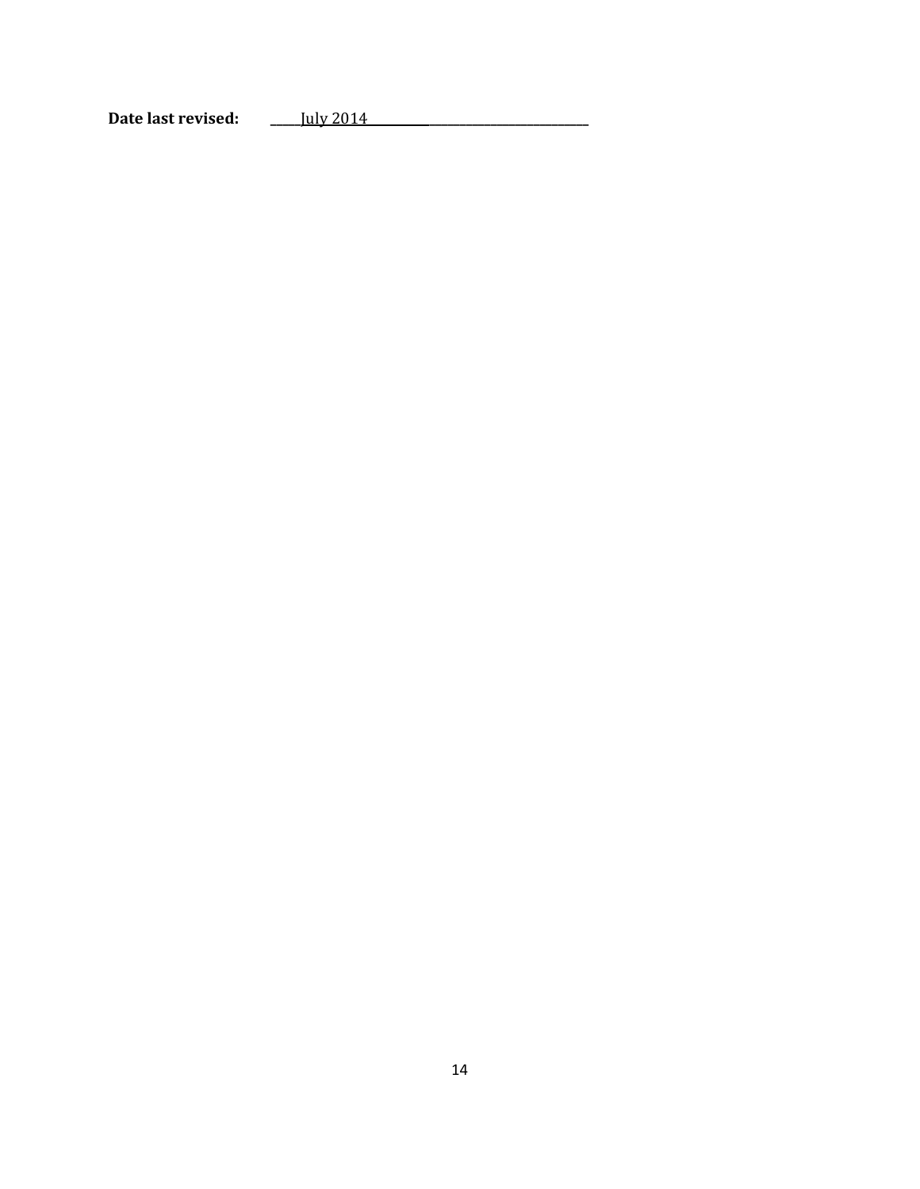**Date last revised:** July 2014